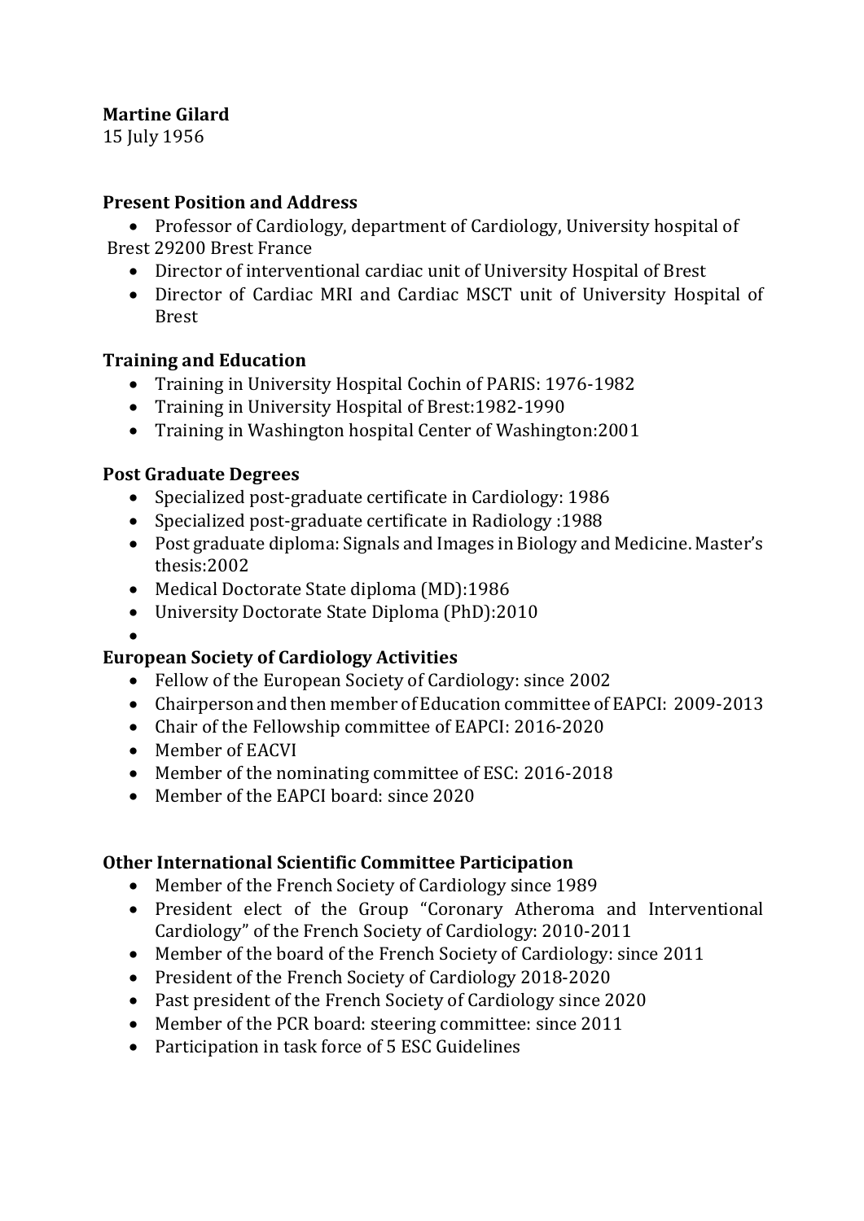**Martine Gilard**
15 July 1956

## Present Position and Address

- Professor of Cardiology, department of Cardiology, University hospital of Brest 29200 Brest France
- Director of interventional cardiac unit of University Hospital of Brest
- Director of Cardiac MRI and Cardiac MSCT unit of University Hospital of Brest

## Training and Education

- Training in University Hospital Cochin of PARIS: 1976-1982
- Training in University Hospital of Brest:1982-1990
- Training in Washington hospital Center of Washington:2001

## Post Graduate Degrees

- Specialized post-graduate certificate in Cardiology: 1986
- Specialized post-graduate certificate in Radiology :1988
- Post graduate diploma: Signals and Images in Biology and Medicine. Master's thesis:2002
- Medical Doctorate State diploma (MD):1986
- University Doctorate State Diploma (PhD):2010

## European Society of Cardiology Activities

- Fellow of the European Society of Cardiology: since 2002
- Chairperson and then member of Education committee of EAPCI: 2009-2013
- Chair of the Fellowship committee of EAPCI: 2016-2020
- Member of EACVI
- Member of the nominating committee of ESC: 2016-2018
- Member of the EAPCI board: since 2020

## Other International Scientific Committee Participation

- Member of the French Society of Cardiology since 1989
- President elect of the Group "Coronary Atheroma and Interventional Cardiology" of the French Society of Cardiology: 2010-2011
- Member of the board of the French Society of Cardiology: since 2011
- President of the French Society of Cardiology 2018-2020
- Past president of the French Society of Cardiology since 2020
- Member of the PCR board: steering committee: since 2011
- Participation in task force of 5 ESC Guidelines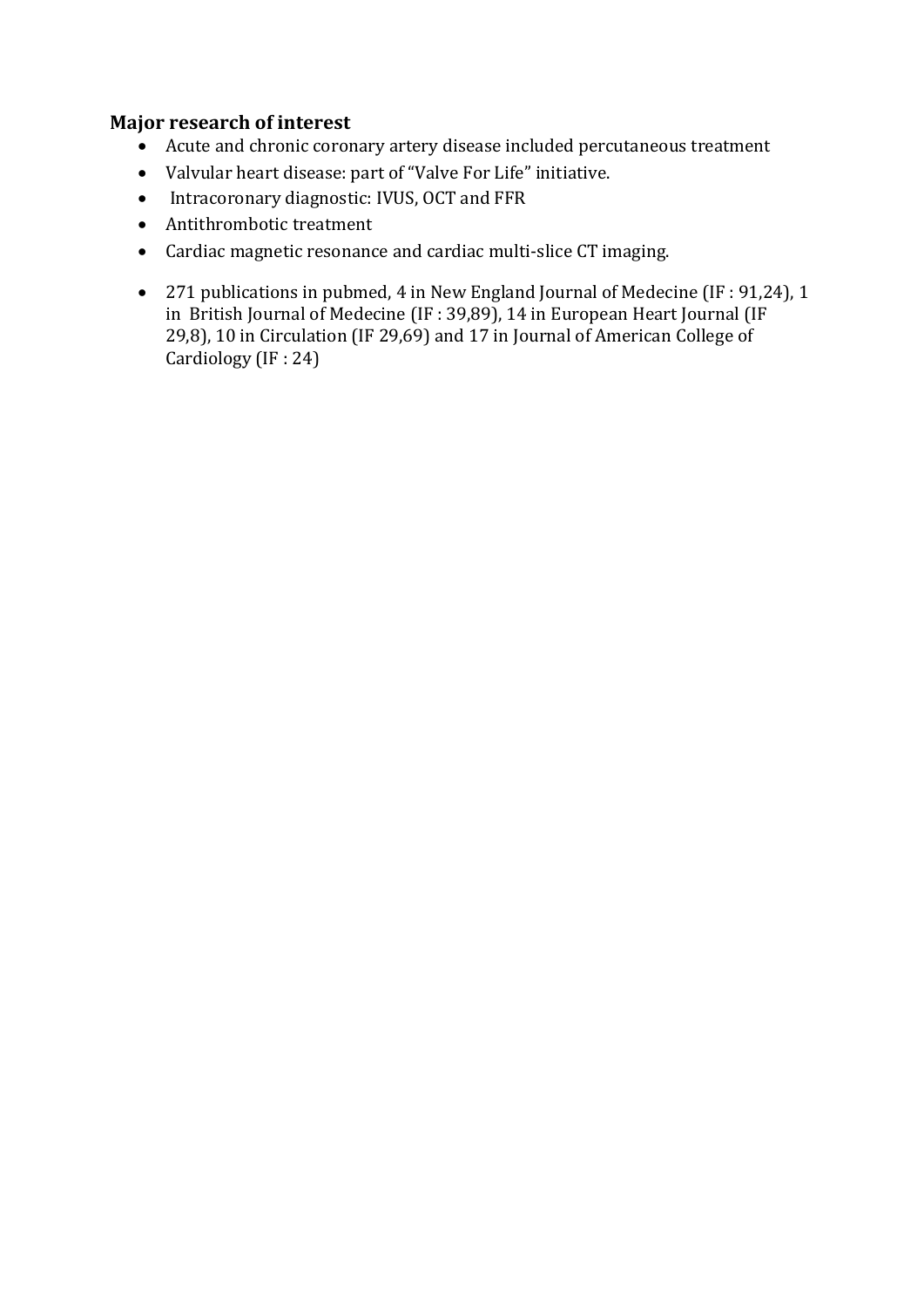**Major research of interest**

- Acute and chronic coronary artery disease included percutaneous treatment
- Valvular heart disease: part of "Valve For Life" initiative.
- Intracoronary diagnostic: IVUS, OCT and FFR
- Antithrombotic treatment
- Cardiac magnetic resonance and cardiac multi-slice CT imaging.

- 271 publications in pubmed, 4 in New England Journal of Medecine (IF : 91,24), 1 in British Journal of Medecine (IF : 39,89), 14 in European Heart Journal (IF 29,8), 10 in Circulation (IF 29,69) and 17 in Journal of American College of Cardiology (IF : 24)